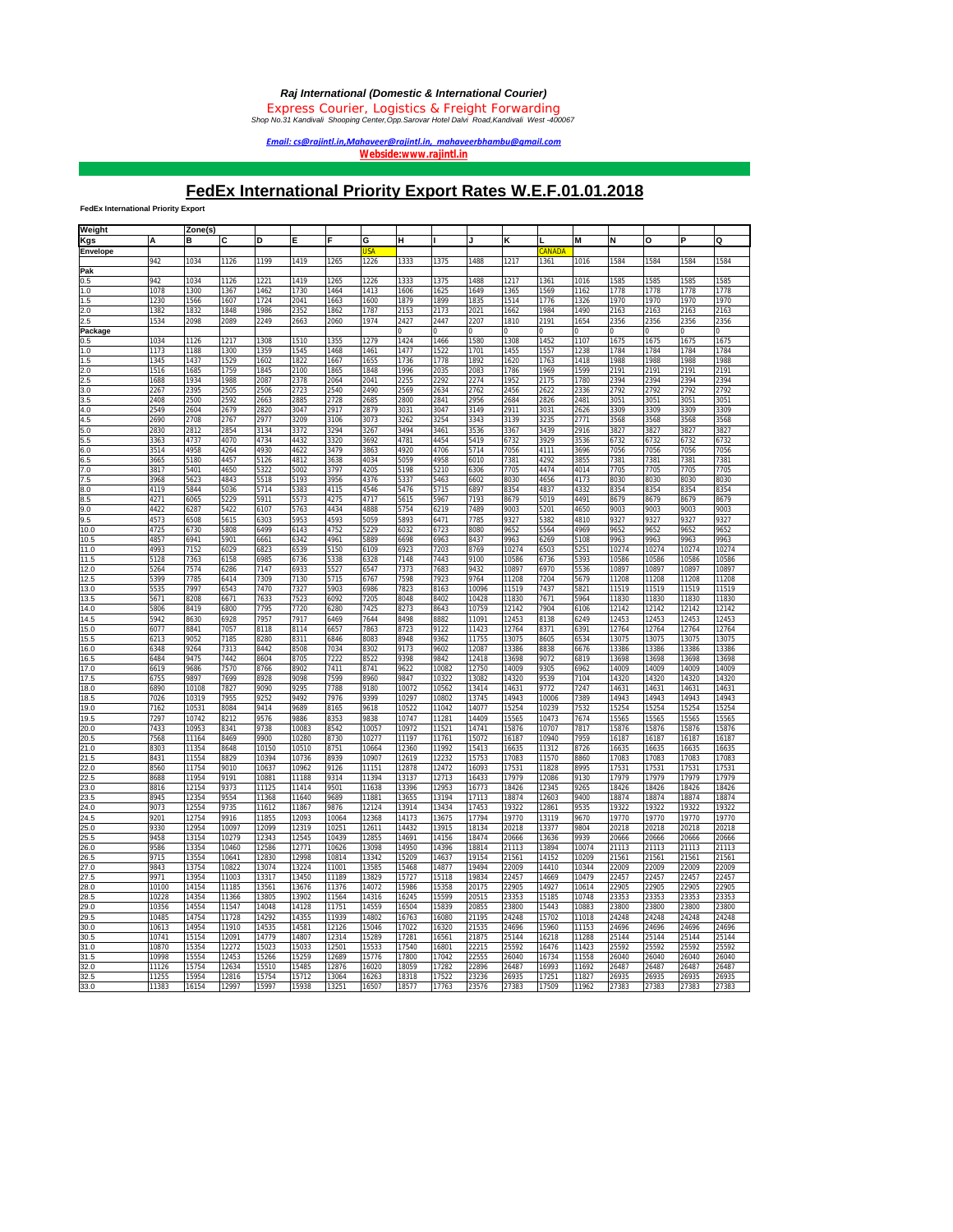***Raj International (Domestic & International Courier)***

Express Courier, Logistics & Freight Forwarding

*Shop No.31 Kandivali Shooping Center,Opp.Sarovar Hotel Dalvi Road,Kandivali West -400067*

*Email: cs@rajintl.in,Mahaveer@rajintl.in, mahaveerbhambu@gmail.com*

**Webside:www.rajintl.in**

# FedEx International Priority Export Rates W.E.F.01.01.2018

**FedEx International Priority Export**

| Weight | | Zone(s) | | | | | | | | | | | | | | | |
|---|---|---|---|---|---|---|---|---|---|---|---|---|---|---|---|---|---|
| Kgs | A | B | C | D | E | F | G | H | I | J | K | L | M | N | O | P | Q |
| Envelope | | | | | | | USA | | | | | CANADA | | | | | |
| | 942 | 1034 | 1126 | 1199 | 1419 | 1265 | 1226 | 1333 | 1375 | 1488 | 1217 | 1361 | 1016 | 1584 | 1584 | 1584 | 1584 |
| Pak | | | | | | | | | | | | | | | | | |
| 0.5 | 942 | 1034 | 1126 | 1221 | 1419 | 1265 | 1226 | 1333 | 1375 | 1488 | 1217 | 1361 | 1016 | 1585 | 1585 | 1585 | 1585 |
| 1.0 | 1078 | 1300 | 1367 | 1462 | 1730 | 1464 | 1413 | 1606 | 1625 | 1649 | 1365 | 1569 | 1162 | 1778 | 1778 | 1778 | 1778 |
| 1.5 | 1230 | 1566 | 1607 | 1724 | 2041 | 1663 | 1600 | 1879 | 1899 | 1835 | 1514 | 1776 | 1326 | 1970 | 1970 | 1970 | 1970 |
| 2.0 | 1382 | 1832 | 1848 | 1986 | 2352 | 1862 | 1787 | 2153 | 2173 | 2021 | 1662 | 1984 | 1490 | 2163 | 2163 | 2163 | 2163 |
| 2.5 | 1534 | 2098 | 2089 | 2249 | 2663 | 2060 | 1974 | 2427 | 2447 | 2207 | 1810 | 2191 | 1654 | 2356 | 2356 | 2356 | 2356 |
| Package | | | | | | | 0 | 0 | 0 | 0 | 0 | 0 | 0 | 0 | 0 | 0 | 0 |
| 0.5 | 1034 | 1126 | 1217 | 1308 | 1510 | 1355 | 1279 | 1424 | 1466 | 1580 | 1308 | 1452 | 1107 | 1675 | 1675 | 1675 | 1675 |
| 1.0 | 1173 | 1188 | 1300 | 1359 | 1545 | 1468 | 1461 | 1477 | 1522 | 1701 | 1455 | 1557 | 1238 | 1784 | 1784 | 1784 | 1784 |
| 1.5 | 1345 | 1437 | 1529 | 1602 | 1822 | 1667 | 1655 | 1736 | 1778 | 1892 | 1620 | 1763 | 1418 | 1988 | 1988 | 1988 | 1988 |
| 2.0 | 1516 | 1685 | 1759 | 1845 | 2100 | 1865 | 1848 | 1996 | 2035 | 2083 | 1786 | 1969 | 1599 | 2191 | 2191 | 2191 | 2191 |
| 2.5 | 1688 | 1934 | 1988 | 2087 | 2378 | 2064 | 2041 | 2255 | 2292 | 2274 | 1952 | 2175 | 1780 | 2394 | 2394 | 2394 | 2394 |
| 3.0 | 2267 | 2395 | 2505 | 2506 | 2723 | 2540 | 2490 | 2569 | 2634 | 2762 | 2456 | 2622 | 2336 | 2792 | 2792 | 2792 | 2792 |
| 3.5 | 2408 | 2500 | 2592 | 2663 | 2885 | 2728 | 2685 | 2800 | 2841 | 2956 | 2684 | 2826 | 2481 | 3051 | 3051 | 3051 | 3051 |
| 4.0 | 2549 | 2604 | 2679 | 2820 | 3047 | 2917 | 2879 | 3031 | 3047 | 3149 | 2911 | 3031 | 2626 | 3309 | 3309 | 3309 | 3309 |
| 4.5 | 2690 | 2708 | 2767 | 2977 | 3209 | 3106 | 3073 | 3262 | 3254 | 3343 | 3139 | 3235 | 2771 | 3568 | 3568 | 3568 | 3568 |
| 5.0 | 2830 | 2812 | 2854 | 3134 | 3372 | 3294 | 3267 | 3494 | 3461 | 3536 | 3367 | 3439 | 2916 | 3827 | 3827 | 3827 | 3827 |
| 5.5 | 3363 | 4737 | 4070 | 4734 | 4432 | 3320 | 3692 | 4781 | 4454 | 5419 | 6732 | 3929 | 3536 | 6732 | 6732 | 6732 | 6732 |
| 6.0 | 3514 | 4958 | 4264 | 4930 | 4622 | 3479 | 3863 | 4920 | 4706 | 5714 | 7056 | 4111 | 3696 | 7056 | 7056 | 7056 | 7056 |
| 6.5 | 3665 | 5180 | 4457 | 5126 | 4812 | 3638 | 4034 | 5059 | 4958 | 6010 | 7381 | 4292 | 3855 | 7381 | 7381 | 7381 | 7381 |
| 7.0 | 3817 | 5401 | 4650 | 5322 | 5002 | 3797 | 4205 | 5198 | 5210 | 6306 | 7705 | 4474 | 4014 | 7705 | 7705 | 7705 | 7705 |
| 7.5 | 3968 | 5623 | 4843 | 5518 | 5193 | 3956 | 4376 | 5337 | 5463 | 6602 | 8030 | 4656 | 4173 | 8030 | 8030 | 8030 | 8030 |
| 8.0 | 4119 | 5844 | 5036 | 5714 | 5383 | 4115 | 4546 | 5476 | 5715 | 6897 | 8354 | 4837 | 4332 | 8354 | 8354 | 8354 | 8354 |
| 8.5 | 4271 | 6065 | 5229 | 5911 | 5573 | 4275 | 4717 | 5615 | 5967 | 7193 | 8679 | 5019 | 4491 | 8679 | 8679 | 8679 | 8679 |
| 9.0 | 4422 | 6287 | 5422 | 6107 | 5763 | 4434 | 4888 | 5754 | 6219 | 7489 | 9003 | 5201 | 4650 | 9003 | 9003 | 9003 | 9003 |
| 9.5 | 4573 | 6508 | 5615 | 6303 | 5953 | 4593 | 5059 | 5893 | 6471 | 7785 | 9327 | 5382 | 4810 | 9327 | 9327 | 9327 | 9327 |
| 10.0 | 4725 | 6730 | 5808 | 6499 | 6143 | 4752 | 5229 | 6032 | 6723 | 8080 | 9652 | 5564 | 4969 | 9652 | 9652 | 9652 | 9652 |
| 10.5 | 4857 | 6941 | 5901 | 6661 | 6341 | 4961 | 5889 | 6698 | 6437 | 6963 | 9963 | 6269 | 5108 | 9963 | 9963 | 9963 | 9963 |
| 11.0 | 4993 | 7152 | 6029 | 6823 | 6539 | 5150 | 6109 | 6923 | 7203 | 8769 | 10274 | 6503 | 5251 | 10274 | 10274 | 10274 | 10274 |
| 11.5 | 5128 | 7363 | 6158 | 6985 | 6736 | 5338 | 6328 | 7148 | 7443 | 9100 | 10586 | 6736 | 5393 | 10586 | 10586 | 10586 | 10586 |
| 12.0 | 5264 | 7574 | 6286 | 7147 | 6933 | 5527 | 6547 | 7373 | 7683 | 9432 | 10897 | 6970 | 5536 | 10897 | 10897 | 10897 | 10897 |
| 12.5 | 5399 | 7785 | 6414 | 7309 | 7130 | 5715 | 6767 | 7598 | 7923 | 9764 | 11208 | 7204 | 5679 | 11208 | 11208 | 11208 | 11208 |
| 13.0 | 5535 | 7997 | 6543 | 7470 | 7327 | 5903 | 6986 | 7823 | 8163 | 10096 | 11519 | 7437 | 5821 | 11519 | 11519 | 11519 | 11519 |
| 13.5 | 5671 | 8208 | 6671 | 7633 | 7523 | 6092 | 7205 | 8048 | 8402 | 10428 | 11830 | 7671 | 5964 | 11830 | 11830 | 11830 | 11830 |
| 14.0 | 5806 | 8419 | 6800 | 7795 | 7720 | 6280 | 7425 | 8273 | 8643 | 10759 | 12142 | 7904 | 6106 | 12142 | 12142 | 12142 | 12142 |
| 14.5 | 5942 | 8630 | 6928 | 7957 | 7917 | 6469 | 7644 | 8498 | 8882 | 11091 | 12453 | 8138 | 6249 | 12453 | 12453 | 12453 | 12453 |
| 15.0 | 6077 | 8841 | 7057 | 8118 | 8114 | 6657 | 7863 | 8723 | 9122 | 11423 | 12764 | 8371 | 6391 | 12764 | 12764 | 12764 | 12764 |
| 15.5 | 6213 | 9052 | 7185 | 8280 | 8311 | 6846 | 8083 | 8948 | 9362 | 11755 | 13075 | 8605 | 6534 | 13075 | 13075 | 13075 | 13075 |
| 16.0 | 6348 | 9264 | 7313 | 8442 | 8508 | 7034 | 8302 | 9173 | 9602 | 12087 | 13386 | 8838 | 6676 | 13386 | 13386 | 13386 | 13386 |
| 16.5 | 6484 | 9475 | 7442 | 8604 | 8705 | 7222 | 8522 | 9398 | 9842 | 12418 | 13698 | 9072 | 6819 | 13698 | 13698 | 13698 | 13698 |
| 17.0 | 6619 | 9686 | 7570 | 8766 | 8902 | 7411 | 8741 | 9622 | 10082 | 12750 | 14009 | 9305 | 6962 | 14009 | 14009 | 14009 | 14009 |
| 17.5 | 6755 | 9897 | 7699 | 8928 | 9098 | 7599 | 8960 | 9847 | 10322 | 13082 | 14320 | 9539 | 7104 | 14320 | 14320 | 14320 | 14320 |
| 18.0 | 6890 | 10108 | 7827 | 9090 | 9295 | 7788 | 9180 | 10072 | 10562 | 13414 | 14631 | 9772 | 7247 | 14631 | 14631 | 14631 | 14631 |
| 18.5 | 7026 | 10319 | 7955 | 9252 | 9492 | 7976 | 9399 | 10297 | 10802 | 13745 | 14943 | 10006 | 7389 | 14943 | 14943 | 14943 | 14943 |
| 19.0 | 7162 | 10531 | 8084 | 9414 | 9689 | 8165 | 9618 | 10522 | 11042 | 14077 | 15254 | 10239 | 7532 | 15254 | 15254 | 15254 | 15254 |
| 19.5 | 7297 | 10742 | 8212 | 9576 | 9886 | 8353 | 9838 | 10747 | 11281 | 14409 | 15565 | 10473 | 7674 | 15565 | 15565 | 15565 | 15565 |
| 20.0 | 7433 | 10953 | 8341 | 9738 | 10083 | 8542 | 10057 | 10972 | 11521 | 14741 | 15876 | 10707 | 7817 | 15876 | 15876 | 15876 | 15876 |
| 20.5 | 7568 | 11164 | 8469 | 9900 | 10280 | 8730 | 10277 | 11197 | 11761 | 15072 | 16187 | 10940 | 7959 | 16187 | 16187 | 16187 | 16187 |
| 21.0 | 8303 | 11354 | 8648 | 10150 | 10510 | 8751 | 10664 | 12360 | 11992 | 15413 | 16635 | 11312 | 8726 | 16635 | 16635 | 16635 | 16635 |
| 21.5 | 8431 | 11554 | 8829 | 10394 | 10736 | 8939 | 10907 | 12619 | 12232 | 15753 | 17083 | 11570 | 8860 | 17083 | 17083 | 17083 | 17083 |
| 22.0 | 8560 | 11754 | 9010 | 10637 | 10962 | 9126 | 11151 | 12878 | 12472 | 16093 | 17531 | 11828 | 8995 | 17531 | 17531 | 17531 | 17531 |
| 22.5 | 8688 | 11954 | 9191 | 10881 | 11188 | 9314 | 11394 | 13137 | 12713 | 16433 | 17979 | 12086 | 9130 | 17979 | 17979 | 17979 | 17979 |
| 23.0 | 8816 | 12154 | 9373 | 11125 | 11414 | 9501 | 11638 | 13396 | 12953 | 16773 | 18426 | 12345 | 9265 | 18426 | 18426 | 18426 | 18426 |
| 23.5 | 8945 | 12354 | 9554 | 11368 | 11640 | 9689 | 11881 | 13655 | 13194 | 17113 | 18874 | 12603 | 9400 | 18874 | 18874 | 18874 | 18874 |
| 24.0 | 9073 | 12554 | 9735 | 11612 | 11867 | 9876 | 12124 | 13914 | 13434 | 17453 | 19322 | 12861 | 9535 | 19322 | 19322 | 19322 | 19322 |
| 24.5 | 9201 | 12754 | 9916 | 11855 | 12093 | 10064 | 12368 | 14173 | 13675 | 17794 | 19770 | 13119 | 9670 | 19770 | 19770 | 19770 | 19770 |
| 25.0 | 9330 | 12954 | 10097 | 12099 | 12319 | 10251 | 12611 | 14432 | 13915 | 18134 | 20218 | 13377 | 9804 | 20218 | 20218 | 20218 | 20218 |
| 25.5 | 9458 | 13154 | 10279 | 12343 | 12545 | 10439 | 12855 | 14691 | 14156 | 18474 | 20666 | 13636 | 9939 | 20666 | 20666 | 20666 | 20666 |
| 26.0 | 9586 | 13354 | 10460 | 12586 | 12771 | 10626 | 13098 | 14950 | 14396 | 18814 | 21113 | 13894 | 10074 | 21113 | 21113 | 21113 | 21113 |
| 26.5 | 9715 | 13554 | 10641 | 12830 | 12998 | 10814 | 13342 | 15209 | 14637 | 19154 | 21561 | 14152 | 10209 | 21561 | 21561 | 21561 | 21561 |
| 27.0 | 9843 | 13754 | 10822 | 13074 | 13224 | 11001 | 13585 | 15468 | 14877 | 19494 | 22009 | 14410 | 10344 | 22009 | 22009 | 22009 | 22009 |
| 27.5 | 9971 | 13954 | 11003 | 13317 | 13450 | 11189 | 13829 | 15727 | 15118 | 19834 | 22457 | 14669 | 10479 | 22457 | 22457 | 22457 | 22457 |
| 28.0 | 10100 | 14154 | 11185 | 13561 | 13676 | 11376 | 14072 | 15986 | 15358 | 20175 | 22905 | 14927 | 10614 | 22905 | 22905 | 22905 | 22905 |
| 28.5 | 10228 | 14354 | 11366 | 13805 | 13902 | 11564 | 14316 | 16245 | 15599 | 20515 | 23353 | 15185 | 10748 | 23353 | 23353 | 23353 | 23353 |
| 29.0 | 10356 | 14554 | 11547 | 14048 | 14128 | 11751 | 14559 | 16504 | 15839 | 20855 | 23800 | 15443 | 10883 | 23800 | 23800 | 23800 | 23800 |
| 29.5 | 10485 | 14754 | 11728 | 14292 | 14355 | 11939 | 14802 | 16763 | 16080 | 21195 | 24248 | 15702 | 11018 | 24248 | 24248 | 24248 | 24248 |
| 30.0 | 10613 | 14954 | 11910 | 14535 | 14581 | 12126 | 15046 | 17022 | 16320 | 21535 | 24696 | 15960 | 11153 | 24696 | 24696 | 24696 | 24696 |
| 30.5 | 10741 | 15154 | 12091 | 14779 | 14807 | 12314 | 15289 | 17281 | 16561 | 21875 | 25144 | 16218 | 11288 | 25144 | 25144 | 25144 | 25144 |
| 31.0 | 10870 | 15354 | 12272 | 15023 | 15033 | 12501 | 15533 | 17540 | 16801 | 22215 | 25592 | 16476 | 11423 | 25592 | 25592 | 25592 | 25592 |
| 31.5 | 10998 | 15554 | 12453 | 15266 | 15259 | 12689 | 15776 | 17800 | 17042 | 22555 | 26040 | 16734 | 11558 | 26040 | 26040 | 26040 | 26040 |
| 32.0 | 11126 | 15754 | 12634 | 15510 | 15485 | 12876 | 16020 | 18059 | 17282 | 22896 | 26487 | 16993 | 11692 | 26487 | 26487 | 26487 | 26487 |
| 32.5 | 11255 | 15954 | 12816 | 15754 | 15712 | 13064 | 16263 | 18318 | 17522 | 23236 | 26935 | 17251 | 11827 | 26935 | 26935 | 26935 | 26935 |
| 33.0 | 11383 | 16154 | 12997 | 15997 | 15938 | 13251 | 16507 | 18577 | 17763 | 23576 | 27383 | 17509 | 11962 | 27383 | 27383 | 27383 | 27383 |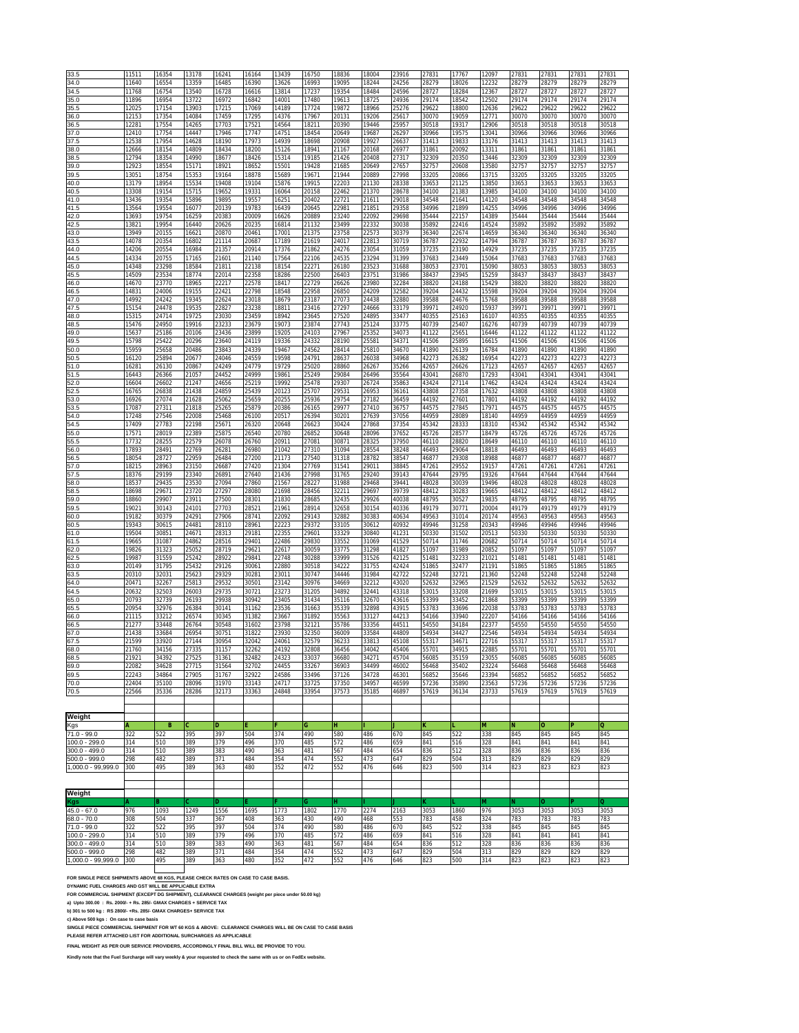| | | | | | | | | | | | | | | | | | |
|---|---|---|---|---|---|---|---|---|---|---|---|---|---|---|---|---|---|
| 33.5 | 11511 | 16354 | 13178 | 16241 | 16164 | 13439 | 16750 | 18836 | 18004 | 23916 | 27831 | 17767 | 12097 | 27831 | 27831 | 27831 | 27831 |
| 34.0 | 11640 | 16554 | 13359 | 16485 | 16390 | 13626 | 16993 | 19095 | 18244 | 24256 | 28279 | 18026 | 12232 | 28279 | 28279 | 28279 | 28279 |
| 34.5 | 11768 | 16754 | 13540 | 16728 | 16616 | 13814 | 17237 | 19354 | 18484 | 24596 | 28727 | 18284 | 12367 | 28727 | 28727 | 28727 | 28727 |
| 35.0 | 11896 | 16954 | 13722 | 16972 | 16842 | 14001 | 17480 | 19613 | 18725 | 24936 | 29174 | 18542 | 12502 | 29174 | 29174 | 29174 | 29174 |
| 35.5 | 12025 | 17154 | 13903 | 17215 | 17069 | 14189 | 17724 | 19872 | 18966 | 25276 | 29622 | 18800 | 12636 | 29622 | 29622 | 29622 | 29622 |
| 36.0 | 12153 | 17354 | 14084 | 17459 | 17295 | 14376 | 17967 | 20131 | 19206 | 25617 | 30070 | 19059 | 12771 | 30070 | 30070 | 30070 | 30070 |
| 36.5 | 12281 | 17554 | 14265 | 17703 | 17521 | 14564 | 18211 | 20390 | 19446 | 25957 | 30518 | 19317 | 12906 | 30518 | 30518 | 30518 | 30518 |
| 37.0 | 12410 | 17754 | 14447 | 17946 | 17747 | 14751 | 18454 | 20649 | 19687 | 26297 | 30966 | 19575 | 13041 | 30966 | 30966 | 30966 | 30966 |
| 37.5 | 12538 | 17954 | 14628 | 18190 | 17973 | 14939 | 18698 | 20908 | 19927 | 26637 | 31413 | 19833 | 13176 | 31413 | 31413 | 31413 | 31413 |
| 38.0 | 12666 | 18154 | 14809 | 18434 | 18200 | 15126 | 18941 | 21167 | 20168 | 26977 | 31861 | 20092 | 13311 | 31861 | 31861 | 31861 | 31861 |
| 38.5 | 12794 | 18354 | 14990 | 18677 | 18426 | 15314 | 19185 | 21426 | 20408 | 27317 | 32309 | 20350 | 13446 | 32309 | 32309 | 32309 | 32309 |
| 39.0 | 12923 | 18554 | 15171 | 18921 | 18652 | 15501 | 19428 | 21685 | 20649 | 27657 | 32757 | 20608 | 13580 | 32757 | 32757 | 32757 | 32757 |
| 39.5 | 13051 | 18754 | 15353 | 19164 | 18878 | 15689 | 19671 | 21944 | 20889 | 27998 | 33205 | 20866 | 13715 | 33205 | 33205 | 33205 | 33205 |
| 40.0 | 13179 | 18954 | 15534 | 19408 | 19104 | 15876 | 19915 | 22203 | 21130 | 28338 | 33653 | 21125 | 13850 | 33653 | 33653 | 33653 | 33653 |
| 40.5 | 13308 | 19154 | 15715 | 19652 | 19331 | 16064 | 20158 | 22462 | 21370 | 28678 | 34100 | 21383 | 13985 | 34100 | 34100 | 34100 | 34100 |
| 41.0 | 13436 | 19354 | 15896 | 19895 | 19557 | 16251 | 20402 | 22721 | 21611 | 29018 | 34548 | 21641 | 14120 | 34548 | 34548 | 34548 | 34548 |
| 41.5 | 13564 | 19554 | 16077 | 20139 | 19783 | 16439 | 20645 | 22981 | 21851 | 29358 | 34996 | 21899 | 14255 | 34996 | 34996 | 34996 | 34996 |
| 42.0 | 13693 | 19754 | 16259 | 20383 | 20009 | 16626 | 20889 | 23240 | 22092 | 29698 | 35444 | 22157 | 14389 | 35444 | 35444 | 35444 | 35444 |
| 42.5 | 13821 | 19954 | 16440 | 20626 | 20235 | 16814 | 21132 | 23499 | 22332 | 30038 | 35892 | 22416 | 14524 | 35892 | 35892 | 35892 | 35892 |
| 43.0 | 13949 | 20155 | 16621 | 20870 | 20461 | 17001 | 21375 | 23758 | 22573 | 30379 | 36340 | 22674 | 14659 | 36340 | 36340 | 36340 | 36340 |
| 43.5 | 14078 | 20354 | 16802 | 21114 | 20687 | 17189 | 21619 | 24017 | 22813 | 30719 | 36787 | 22932 | 14794 | 36787 | 36787 | 36787 | 36787 |
| 44.0 | 14206 | 20554 | 16984 | 21357 | 20914 | 17376 | 21862 | 24276 | 23054 | 31059 | 37235 | 23190 | 14929 | 37235 | 37235 | 37235 | 37235 |
| 44.5 | 14334 | 20755 | 17165 | 21601 | 21140 | 17564 | 22106 | 24535 | 23294 | 31399 | 37683 | 23449 | 15064 | 37683 | 37683 | 37683 | 37683 |
| 45.0 | 14348 | 23298 | 18584 | 21811 | 22138 | 18154 | 22271 | 26180 | 23523 | 31688 | 38053 | 23701 | 15090 | 38053 | 38053 | 38053 | 38053 |
| 45.5 | 14509 | 23534 | 18774 | 22014 | 22358 | 18286 | 22500 | 26403 | 23751 | 31986 | 38437 | 23945 | 15259 | 38437 | 38437 | 38437 | 38437 |
| 46.0 | 14670 | 23770 | 18965 | 22217 | 22578 | 18417 | 22729 | 26626 | 23980 | 32284 | 38820 | 24188 | 15429 | 38820 | 38820 | 38820 | 38820 |
| 46.5 | 14831 | 24006 | 19155 | 22421 | 22798 | 18548 | 22958 | 26850 | 24209 | 32582 | 39204 | 24432 | 15598 | 39204 | 39204 | 39204 | 39204 |
| 47.0 | 14992 | 24242 | 19345 | 22624 | 23018 | 18679 | 23187 | 27073 | 24438 | 32880 | 39588 | 24676 | 15768 | 39588 | 39588 | 39588 | 39588 |
| 47.5 | 15154 | 24478 | 19535 | 22827 | 23238 | 18811 | 23416 | 27297 | 24666 | 33179 | 39971 | 24920 | 15937 | 39971 | 39971 | 39971 | 39971 |
| 48.0 | 15315 | 24714 | 19725 | 23030 | 23459 | 18942 | 23645 | 27520 | 24895 | 33477 | 40355 | 25163 | 16107 | 40355 | 40355 | 40355 | 40355 |
| 48.5 | 15476 | 24950 | 19916 | 23233 | 23679 | 19073 | 23874 | 27743 | 25124 | 33775 | 40739 | 25407 | 16276 | 40739 | 40739 | 40739 | 40739 |
| 49.0 | 15637 | 25186 | 20106 | 23436 | 23899 | 19205 | 24103 | 27967 | 25352 | 34073 | 41122 | 25651 | 16446 | 41122 | 41122 | 41122 | 41122 |
| 49.5 | 15798 | 25422 | 20296 | 23640 | 24119 | 19336 | 24332 | 28190 | 25581 | 34371 | 41506 | 25895 | 16615 | 41506 | 41506 | 41506 | 41506 |
| 50.0 | 15959 | 25658 | 20486 | 23843 | 24339 | 19467 | 24562 | 28414 | 25810 | 34670 | 41890 | 26139 | 16784 | 41890 | 41890 | 41890 | 41890 |
| 50.5 | 16120 | 25894 | 20677 | 24046 | 24559 | 19598 | 24791 | 28637 | 26038 | 34968 | 42273 | 26382 | 16954 | 42273 | 42273 | 42273 | 42273 |
| 51.0 | 16281 | 26130 | 20867 | 24249 | 24779 | 19729 | 25020 | 28860 | 26267 | 35266 | 42657 | 26626 | 17123 | 42657 | 42657 | 42657 | 42657 |
| 51.5 | 16443 | 26366 | 21057 | 24452 | 24999 | 19861 | 25249 | 29084 | 26496 | 35564 | 43041 | 26870 | 17293 | 43041 | 43041 | 43041 | 43041 |
| 52.0 | 16604 | 26602 | 21247 | 24656 | 25219 | 19992 | 25478 | 29307 | 26724 | 35863 | 43424 | 27114 | 17462 | 43424 | 43424 | 43424 | 43424 |
| 52.5 | 16765 | 26838 | 21438 | 24859 | 25439 | 20123 | 25707 | 29531 | 26953 | 36161 | 43808 | 27358 | 17632 | 43808 | 43808 | 43808 | 43808 |
| 53.0 | 16926 | 27074 | 21628 | 25062 | 25659 | 20255 | 25936 | 29754 | 27182 | 36459 | 44192 | 27601 | 17801 | 44192 | 44192 | 44192 | 44192 |
| 53.5 | 17087 | 27311 | 21818 | 25265 | 25879 | 20386 | 26165 | 29977 | 27410 | 36757 | 44575 | 27845 | 17971 | 44575 | 44575 | 44575 | 44575 |
| 54.0 | 17248 | 27546 | 22008 | 25468 | 26100 | 20517 | 26394 | 30201 | 27639 | 37056 | 44959 | 28089 | 18140 | 44959 | 44959 | 44959 | 44959 |
| 54.5 | 17409 | 27783 | 22198 | 25671 | 26320 | 20648 | 26623 | 30424 | 27868 | 37354 | 45342 | 28333 | 18310 | 45342 | 45342 | 45342 | 45342 |
| 55.0 | 17571 | 28019 | 22389 | 25875 | 26540 | 20780 | 26852 | 30648 | 28096 | 37652 | 45726 | 28577 | 18479 | 45726 | 45726 | 45726 | 45726 |
| 55.5 | 17732 | 28255 | 22579 | 26078 | 26760 | 20911 | 27081 | 30871 | 28325 | 37950 | 46110 | 28820 | 18649 | 46110 | 46110 | 46110 | 46110 |
| 56.0 | 17893 | 28491 | 22769 | 26281 | 26980 | 21042 | 27310 | 31094 | 28554 | 38248 | 46493 | 29064 | 18818 | 46493 | 46493 | 46493 | 46493 |
| 56.5 | 18054 | 28727 | 22959 | 26484 | 27200 | 21173 | 27540 | 31318 | 28782 | 38547 | 46877 | 29308 | 18988 | 46877 | 46877 | 46877 | 46877 |
| 57.0 | 18215 | 28963 | 23150 | 26687 | 27420 | 21304 | 27769 | 31541 | 29011 | 38845 | 47261 | 29552 | 19157 | 47261 | 47261 | 47261 | 47261 |
| 57.5 | 18376 | 29199 | 23340 | 26891 | 27640 | 21436 | 27998 | 31765 | 29240 | 39143 | 47644 | 29795 | 19326 | 47644 | 47644 | 47644 | 47644 |
| 58.0 | 18537 | 29435 | 23530 | 27094 | 27860 | 21567 | 28227 | 31988 | 29468 | 39441 | 48028 | 30039 | 19496 | 48028 | 48028 | 48028 | 48028 |
| 58.5 | 18698 | 29671 | 23720 | 27297 | 28080 | 21698 | 28456 | 32211 | 29697 | 39739 | 48412 | 30283 | 19665 | 48412 | 48412 | 48412 | 48412 |
| 59.0 | 18860 | 29907 | 23911 | 27500 | 28301 | 21830 | 28685 | 32435 | 29926 | 40038 | 48795 | 30527 | 19835 | 48795 | 48795 | 48795 | 48795 |
| 59.5 | 19021 | 30143 | 24101 | 27703 | 28521 | 21961 | 28914 | 32658 | 30154 | 40336 | 49179 | 30771 | 20004 | 49179 | 49179 | 49179 | 49179 |
| 60.0 | 19182 | 30379 | 24291 | 27906 | 28741 | 22092 | 29143 | 32882 | 30383 | 40634 | 49563 | 31014 | 20174 | 49563 | 49563 | 49563 | 49563 |
| 60.5 | 19343 | 30615 | 24481 | 28110 | 28961 | 22223 | 29372 | 33105 | 30612 | 40932 | 49946 | 31258 | 20343 | 49946 | 49946 | 49946 | 49946 |
| 61.0 | 19504 | 30851 | 24671 | 28313 | 29181 | 22355 | 29601 | 33329 | 30840 | 41231 | 50330 | 31502 | 20513 | 50330 | 50330 | 50330 | 50330 |
| 61.5 | 19665 | 31087 | 24862 | 28516 | 29401 | 22486 | 29830 | 33552 | 31069 | 41529 | 50714 | 31746 | 20682 | 50714 | 50714 | 50714 | 50714 |
| 62.0 | 19826 | 31323 | 25052 | 28719 | 29621 | 22617 | 30059 | 33775 | 31298 | 41827 | 51097 | 31989 | 20852 | 51097 | 51097 | 51097 | 51097 |
| 62.5 | 19987 | 31559 | 25242 | 28922 | 29841 | 22748 | 30288 | 33999 | 31526 | 42125 | 51481 | 32233 | 21021 | 51481 | 51481 | 51481 | 51481 |
| 63.0 | 20149 | 31795 | 25432 | 29126 | 30061 | 22880 | 30518 | 34222 | 31755 | 42424 | 51865 | 32477 | 21191 | 51865 | 51865 | 51865 | 51865 |
| 63.5 | 20310 | 32031 | 25623 | 29329 | 30281 | 23011 | 30747 | 34446 | 31984 | 42722 | 52248 | 32721 | 21360 | 52248 | 52248 | 52248 | 52248 |
| 64.0 | 20471 | 32267 | 25813 | 29532 | 30501 | 23142 | 30976 | 34669 | 32212 | 43020 | 52632 | 32965 | 21529 | 52632 | 52632 | 52632 | 52632 |
| 64.5 | 20632 | 32503 | 26003 | 29735 | 30721 | 23273 | 31205 | 34892 | 32441 | 43318 | 53015 | 33208 | 21699 | 53015 | 53015 | 53015 | 53015 |
| 65.0 | 20793 | 32739 | 26193 | 29938 | 30942 | 23405 | 31434 | 35116 | 32670 | 43616 | 53399 | 33452 | 21868 | 53399 | 53399 | 53399 | 53399 |
| 65.5 | 20954 | 32976 | 26384 | 30141 | 31162 | 23536 | 31663 | 35339 | 32898 | 43915 | 53783 | 33696 | 22038 | 53783 | 53783 | 53783 | 53783 |
| 66.0 | 21115 | 33212 | 26574 | 30345 | 31382 | 23667 | 31892 | 35563 | 33127 | 44213 | 54166 | 33940 | 22207 | 54166 | 54166 | 54166 | 54166 |
| 66.5 | 21277 | 33448 | 26764 | 30548 | 31602 | 23798 | 32121 | 35786 | 33356 | 44511 | 54550 | 34184 | 22377 | 54550 | 54550 | 54550 | 54550 |
| 67.0 | 21438 | 33684 | 26954 | 30751 | 31822 | 23930 | 32350 | 36009 | 33584 | 44809 | 54934 | 34427 | 22546 | 54934 | 54934 | 54934 | 54934 |
| 67.5 | 21599 | 33920 | 27144 | 30954 | 32042 | 24061 | 32579 | 36233 | 33813 | 45108 | 55317 | 34671 | 22716 | 55317 | 55317 | 55317 | 55317 |
| 68.0 | 21760 | 34156 | 27335 | 31157 | 32262 | 24192 | 32808 | 36456 | 34042 | 45406 | 55701 | 34915 | 22885 | 55701 | 55701 | 55701 | 55701 |
| 68.5 | 21921 | 34392 | 27525 | 31361 | 32482 | 24323 | 33037 | 36680 | 34271 | 45704 | 56085 | 35159 | 23055 | 56085 | 56085 | 56085 | 56085 |
| 69.0 | 22082 | 34628 | 27715 | 31564 | 32702 | 24455 | 33267 | 36903 | 34499 | 46002 | 56468 | 35402 | 23224 | 56468 | 56468 | 56468 | 56468 |
| 69.5 | 22243 | 34864 | 27905 | 31767 | 32922 | 24586 | 33496 | 37126 | 34728 | 46301 | 56852 | 35646 | 23394 | 56852 | 56852 | 56852 | 56852 |
| 70.0 | 22404 | 35100 | 28096 | 31970 | 33143 | 24717 | 33725 | 37350 | 34957 | 46599 | 57236 | 35890 | 23563 | 57236 | 57236 | 57236 | 57236 |
| 70.5 | 22566 | 35336 | 28286 | 32173 | 33363 | 24848 | 33954 | 37573 | 35185 | 46897 | 57619 | 36134 | 23733 | 57619 | 57619 | 57619 | 57619 |

**Weight**

| Kgs | A | B | C | D | E | F | G | H | I | J | K | L | M | N | O | P | Q |
|---|---|---|---|---|---|---|---|---|---|---|---|---|---|---|---|---|---|
| 71.0 - 99.0 | 322 | 522 | 395 | 397 | 504 | 374 | 490 | 580 | 486 | 670 | 845 | 522 | 338 | 845 | 845 | 845 | 845 |
| 100.0 - 299.0 | 314 | 510 | 389 | 379 | 496 | 370 | 485 | 572 | 486 | 659 | 841 | 516 | 328 | 841 | 841 | 841 | 841 |
| 300.0 - 499.0 | 314 | 510 | 389 | 383 | 490 | 363 | 481 | 567 | 484 | 654 | 836 | 512 | 328 | 836 | 836 | 836 | 836 |
| 500.0 - 999.0 | 298 | 482 | 389 | 371 | 484 | 354 | 474 | 552 | 473 | 647 | 829 | 504 | 313 | 829 | 829 | 829 | 829 |
| 1,000.0 - 99,999.0 | 300 | 495 | 389 | 363 | 480 | 352 | 472 | 552 | 476 | 646 | 823 | 500 | 314 | 823 | 823 | 823 | 823 |

**Weight**

| Kgs | A | B | C | D | E | F | G | H | I | J | K | L | M | N | O | P | Q |
|---|---|---|---|---|---|---|---|---|---|---|---|---|---|---|---|---|---|
| 45.0 - 67.0 | 976 | 1093 | 1249 | 1556 | 1695 | 1773 | 1802 | 1770 | 2274 | 2163 | 3053 | 1860 | 976 | 3053 | 3053 | 3053 | 3053 |
| 68.0 - 70.0 | 308 | 504 | 337 | 367 | 408 | 363 | 430 | 490 | 468 | 553 | 783 | 458 | 324 | 783 | 783 | 783 | 783 |
| 71.0 - 99.0 | 322 | 522 | 395 | 397 | 504 | 374 | 490 | 580 | 486 | 670 | 845 | 522 | 338 | 845 | 845 | 845 | 845 |
| 100.0 - 299.0 | 314 | 510 | 389 | 379 | 496 | 370 | 485 | 572 | 486 | 659 | 841 | 516 | 328 | 841 | 841 | 841 | 841 |
| 300.0 - 499.0 | 314 | 510 | 389 | 383 | 490 | 363 | 481 | 567 | 484 | 654 | 836 | 512 | 328 | 836 | 836 | 836 | 836 |
| 500.0 - 999.0 | 298 | 482 | 389 | 371 | 484 | 354 | 474 | 552 | 473 | 647 | 829 | 504 | 313 | 829 | 829 | 829 | 829 |
| 1,000.0 - 99,999.0 | 300 | 495 | 389 | 363 | 480 | 352 | 472 | 552 | 476 | 646 | 823 | 500 | 314 | 823 | 823 | 823 | 823 |

**FOR SINGLE PIECE SHIPMENTS ABOVE 68 KGS, PLEASE CHECK RATES ON CASE TO CASE BASIS.**

**DYNAMIC FUEL CHARGES AND GST WILL BE APPLICABLE EXTRA**

**FOR COMMERCIAL SHIPMENT (EXCEPT DG SHIPMENT), CLEARANCE CHARGES (weight per piece under 50.00 kg)**

**a) Upto 300.00 : Rs. 2000/- + Rs. 285/- GMAX CHARGES + SERVICE TAX**

**b) 301 to 500 kg : RS 2800/- +Rs. 285/- GMAX CHARGES+ SERVICE TAX**

**c) Above 500 kgs : On case to case basis**

**SINGLE PIECE COMMERCIAL SHIPMENT FOR WT 60 KGS & ABOVE: CLEARANCE CHARGES WILL BE ON CASE TO CASE BASIS**

**PLEASE REFER ATTACHED LIST FOR ADDITIONAL SURCHARGES AS APPLICABLE**

**FINAL WEIGHT AS PER OUR SERVICE PROVIDERS, ACCORDINGLY FINAL BILL WILL BE PROVIDE TO YOU.**

**Kindly note that the Fuel Surcharge will vary weekly & your requested to check the same with us or on FedEx website.**